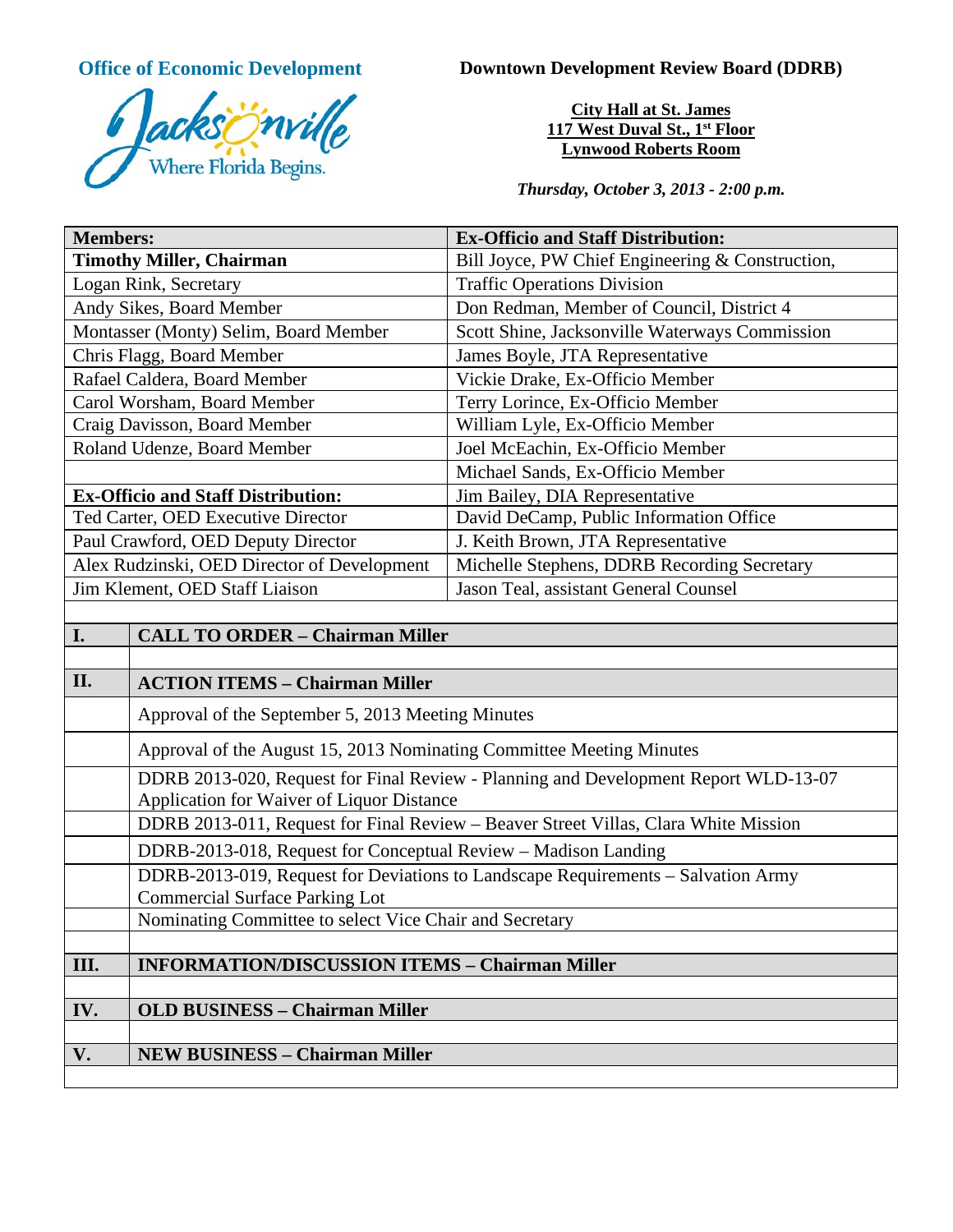**Office of Economic Development**

Jacksonville
Where Florida Begins.

**Downtown Development Review Board (DDRB)**

**City Hall at St. James**
**117 West Duval St., 1st Floor**
**Lynwood Roberts Room**

***Thursday, October 3, 2013 - 2:00 p.m.***

| **Members:** | **Ex-Officio and Staff Distribution:** |
|---|---|
| **Timothy Miller, Chairman** | Bill Joyce, PW Chief Engineering & Construction, |
| Logan Rink, Secretary | Traffic Operations Division |
| Andy Sikes, Board Member | Don Redman, Member of Council, District 4 |
| Montasser (Monty) Selim, Board Member | Scott Shine, Jacksonville Waterways Commission |
| Chris Flagg, Board Member | James Boyle, JTA Representative |
| Rafael Caldera, Board Member | Vickie Drake, Ex-Officio Member |
| Carol Worsham, Board Member | Terry Lorince, Ex-Officio Member |
| Craig Davisson, Board Member | William Lyle, Ex-Officio Member |
| Roland Udenze, Board Member | Joel McEachin, Ex-Officio Member |
| | Michael Sands, Ex-Officio Member |
| **Ex-Officio and Staff Distribution:** | Jim Bailey, DIA Representative |
| Ted Carter, OED Executive Director | David DeCamp, Public Information Office |
| Paul Crawford, OED Deputy Director | J. Keith Brown, JTA Representative |
| Alex Rudzinski, OED Director of Development | Michelle Stephens, DDRB Recording Secretary |
| Jim Klement, OED Staff Liaison | Jason Teal, assistant General Counsel |

| | |
|---|---|
| **I.** | **CALL TO ORDER – Chairman Miller** |
| | |
| **II.** | **ACTION ITEMS – Chairman Miller** |
| | Approval of the September 5, 2013 Meeting Minutes |
| | Approval of the August 15, 2013 Nominating Committee Meeting Minutes |
| | DDRB 2013-020, Request for Final Review - Planning and Development Report WLD-13-07 Application for Waiver of Liquor Distance |
| | DDRB 2013-011, Request for Final Review – Beaver Street Villas, Clara White Mission |
| | DDRB-2013-018, Request for Conceptual Review – Madison Landing |
| | DDRB-2013-019, Request for Deviations to Landscape Requirements – Salvation Army Commercial Surface Parking Lot |
| | Nominating Committee to select Vice Chair and Secretary |
| | |
| **III.** | **INFORMATION/DISCUSSION ITEMS – Chairman Miller** |
| | |
| **IV.** | **OLD BUSINESS – Chairman Miller** |
| | |
| **V.** | **NEW BUSINESS – Chairman Miller** |
| | |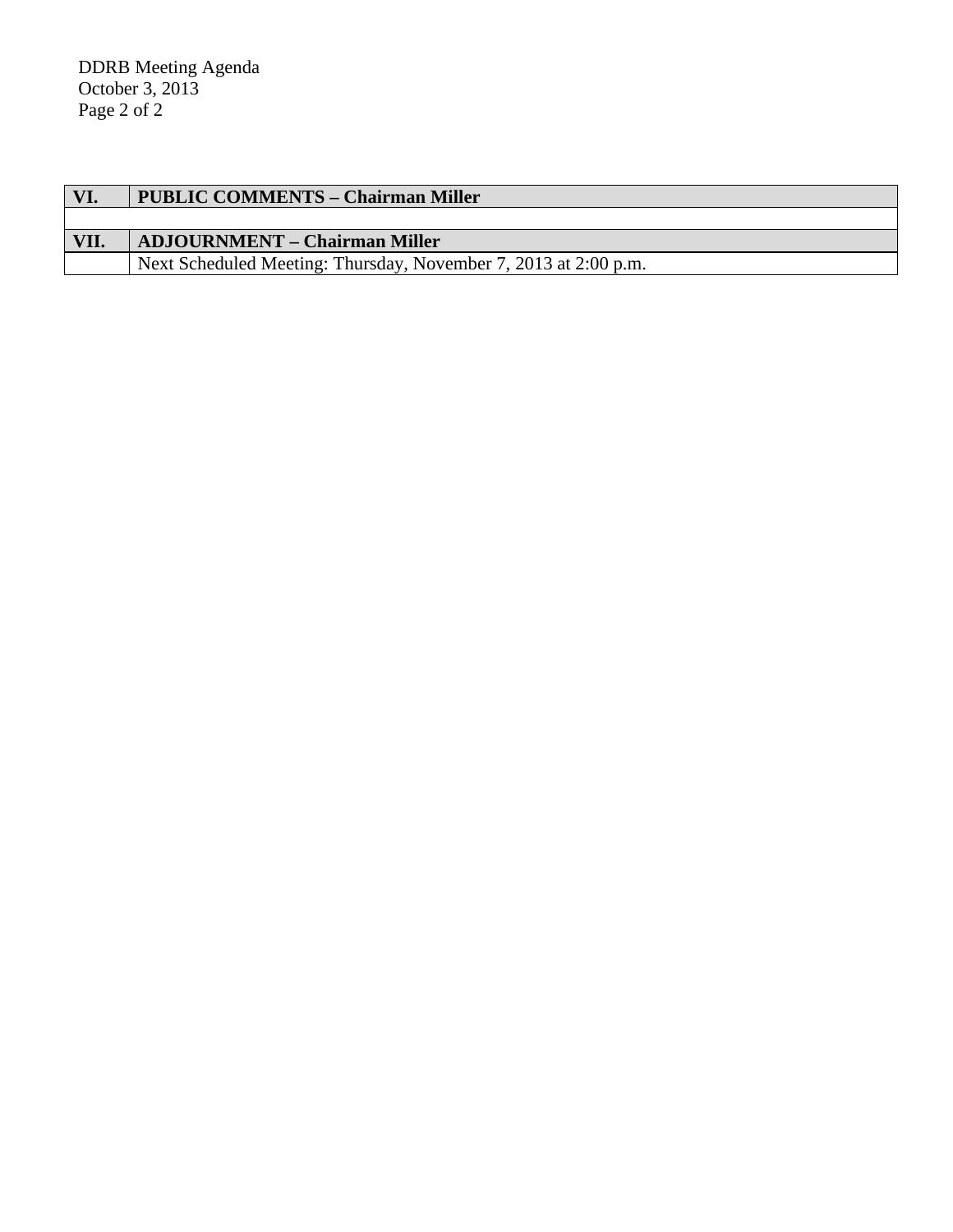| VI. | PUBLIC COMMENTS – Chairman Miller |
| --- | --- |
| | |
| **VII.** | **ADJOURNMENT – Chairman Miller** |
| | Next Scheduled Meeting: Thursday, November 7, 2013 at 2:00 p.m. |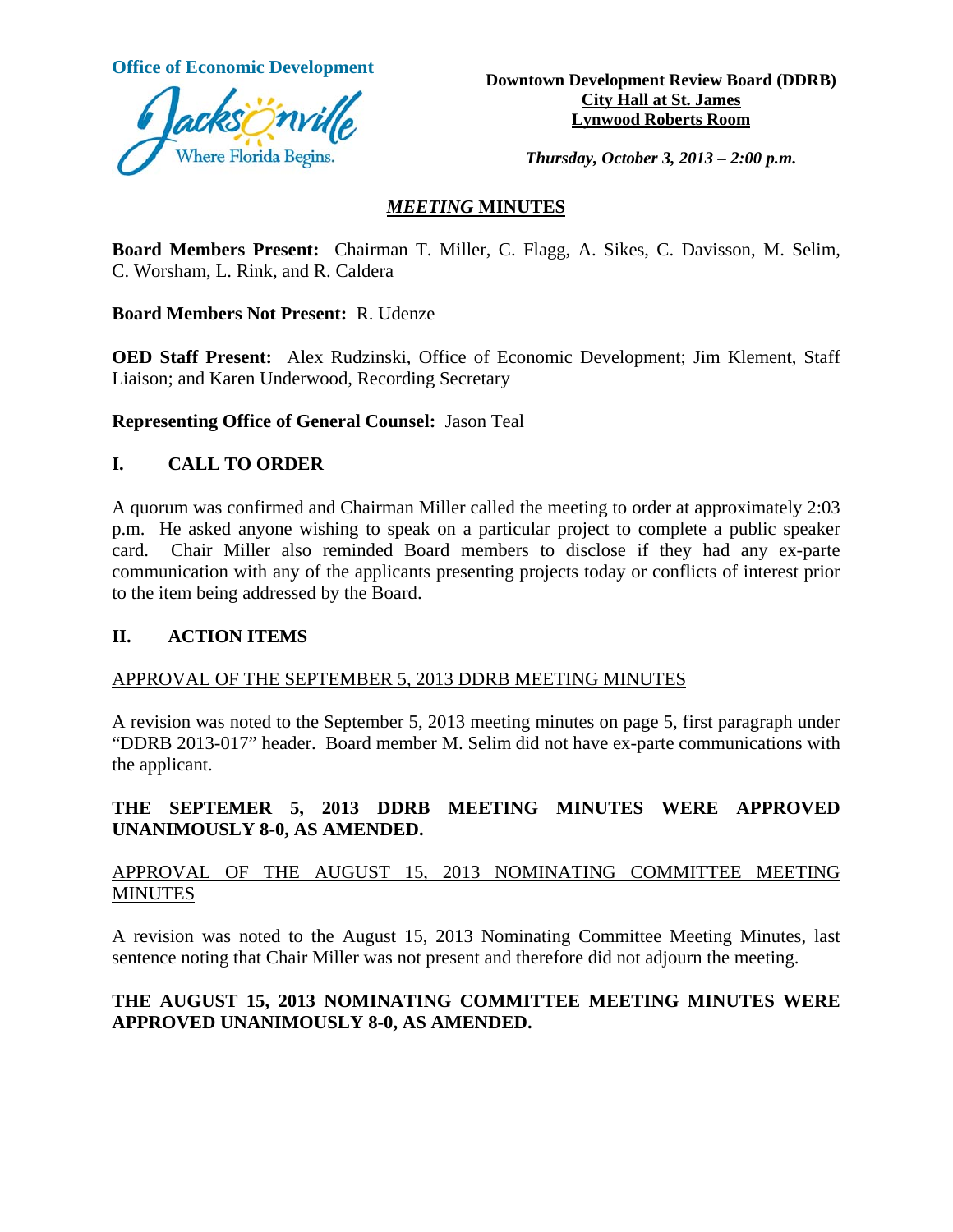Office of Economic Development

Jacksonville Where Florida Begins.

**Downtown Development Review Board (DDRB)**
**City Hall at St. James**
**Lynwood Roberts Room**

***Thursday, October 3, 2013 – 2:00 p.m.***

## *MEETING* MINUTES

**Board Members Present:** Chairman T. Miller, C. Flagg, A. Sikes, C. Davisson, M. Selim, C. Worsham, L. Rink, and R. Caldera

**Board Members Not Present:** R. Udenze

**OED Staff Present:** Alex Rudzinski, Office of Economic Development; Jim Klement, Staff Liaison; and Karen Underwood, Recording Secretary

**Representing Office of General Counsel:** Jason Teal

## I. CALL TO ORDER

A quorum was confirmed and Chairman Miller called the meeting to order at approximately 2:03 p.m. He asked anyone wishing to speak on a particular project to complete a public speaker card. Chair Miller also reminded Board members to disclose if they had any ex-parte communication with any of the applicants presenting projects today or conflicts of interest prior to the item being addressed by the Board.

## II. ACTION ITEMS

APPROVAL OF THE SEPTEMBER 5, 2013 DDRB MEETING MINUTES

A revision was noted to the September 5, 2013 meeting minutes on page 5, first paragraph under "DDRB 2013-017" header. Board member M. Selim did not have ex-parte communications with the applicant.

**THE SEPTEMER 5, 2013 DDRB MEETING MINUTES WERE APPROVED UNANIMOUSLY 8-0, AS AMENDED.**

APPROVAL OF THE AUGUST 15, 2013 NOMINATING COMMITTEE MEETING MINUTES

A revision was noted to the August 15, 2013 Nominating Committee Meeting Minutes, last sentence noting that Chair Miller was not present and therefore did not adjourn the meeting.

**THE AUGUST 15, 2013 NOMINATING COMMITTEE MEETING MINUTES WERE APPROVED UNANIMOUSLY 8-0, AS AMENDED.**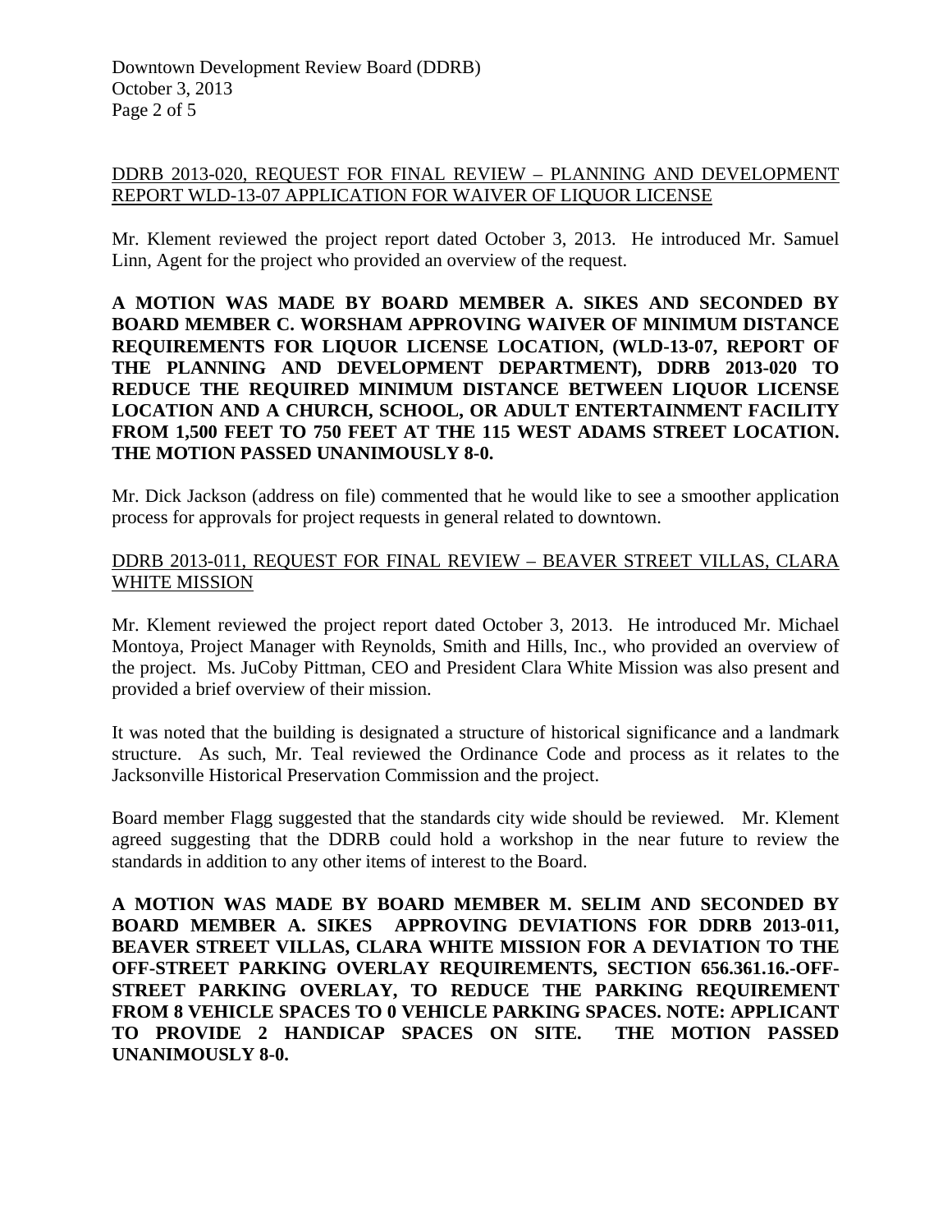DDRB 2013-020, REQUEST FOR FINAL REVIEW – PLANNING AND DEVELOPMENT REPORT WLD-13-07 APPLICATION FOR WAIVER OF LIQUOR LICENSE

Mr. Klement reviewed the project report dated October 3, 2013. He introduced Mr. Samuel Linn, Agent for the project who provided an overview of the request.

**A MOTION WAS MADE BY BOARD MEMBER A. SIKES AND SECONDED BY BOARD MEMBER C. WORSHAM APPROVING WAIVER OF MINIMUM DISTANCE REQUIREMENTS FOR LIQUOR LICENSE LOCATION, (WLD-13-07, REPORT OF THE PLANNING AND DEVELOPMENT DEPARTMENT), DDRB 2013-020 TO REDUCE THE REQUIRED MINIMUM DISTANCE BETWEEN LIQUOR LICENSE LOCATION AND A CHURCH, SCHOOL, OR ADULT ENTERTAINMENT FACILITY FROM 1,500 FEET TO 750 FEET AT THE 115 WEST ADAMS STREET LOCATION. THE MOTION PASSED UNANIMOUSLY 8-0.**

Mr. Dick Jackson (address on file) commented that he would like to see a smoother application process for approvals for project requests in general related to downtown.

DDRB 2013-011, REQUEST FOR FINAL REVIEW – BEAVER STREET VILLAS, CLARA WHITE MISSION

Mr. Klement reviewed the project report dated October 3, 2013. He introduced Mr. Michael Montoya, Project Manager with Reynolds, Smith and Hills, Inc., who provided an overview of the project. Ms. JuCoby Pittman, CEO and President Clara White Mission was also present and provided a brief overview of their mission.

It was noted that the building is designated a structure of historical significance and a landmark structure. As such, Mr. Teal reviewed the Ordinance Code and process as it relates to the Jacksonville Historical Preservation Commission and the project.

Board member Flagg suggested that the standards city wide should be reviewed. Mr. Klement agreed suggesting that the DDRB could hold a workshop in the near future to review the standards in addition to any other items of interest to the Board.

**A MOTION WAS MADE BY BOARD MEMBER M. SELIM AND SECONDED BY BOARD MEMBER A. SIKES APPROVING DEVIATIONS FOR DDRB 2013-011, BEAVER STREET VILLAS, CLARA WHITE MISSION FOR A DEVIATION TO THE OFF-STREET PARKING OVERLAY REQUIREMENTS, SECTION 656.361.16.-OFF-STREET PARKING OVERLAY, TO REDUCE THE PARKING REQUIREMENT FROM 8 VEHICLE SPACES TO 0 VEHICLE PARKING SPACES. NOTE: APPLICANT TO PROVIDE 2 HANDICAP SPACES ON SITE. THE MOTION PASSED UNANIMOUSLY 8-0.**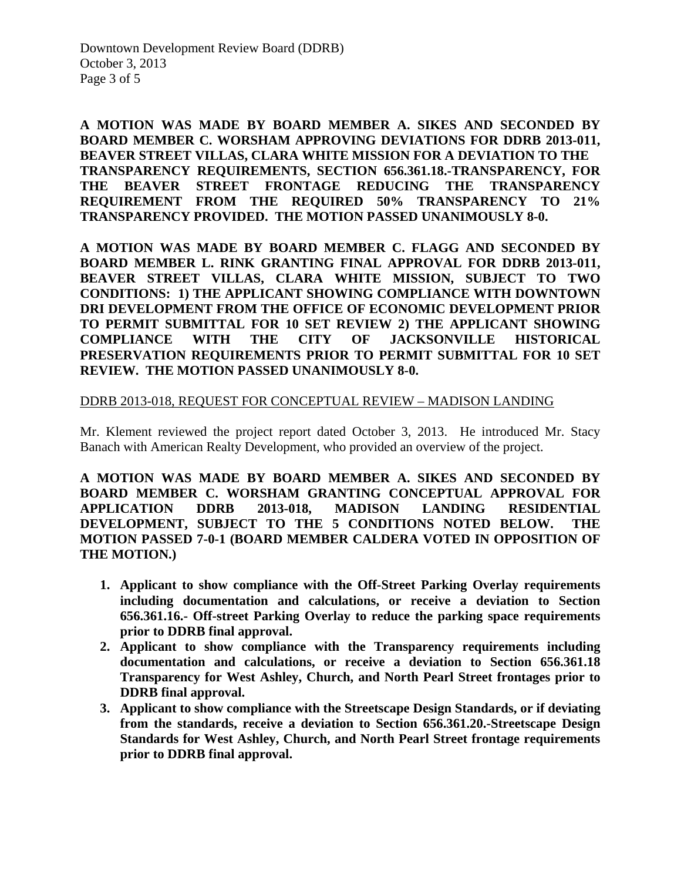**A MOTION WAS MADE BY BOARD MEMBER A. SIKES AND SECONDED BY BOARD MEMBER C. WORSHAM APPROVING DEVIATIONS FOR DDRB 2013-011, BEAVER STREET VILLAS, CLARA WHITE MISSION FOR A DEVIATION TO THE TRANSPARENCY REQUIREMENTS, SECTION 656.361.18.-TRANSPARENCY, FOR THE BEAVER STREET FRONTAGE REDUCING THE TRANSPARENCY REQUIREMENT FROM THE REQUIRED 50% TRANSPARENCY TO 21% TRANSPARENCY PROVIDED. THE MOTION PASSED UNANIMOUSLY 8-0.**

**A MOTION WAS MADE BY BOARD MEMBER C. FLAGG AND SECONDED BY BOARD MEMBER L. RINK GRANTING FINAL APPROVAL FOR DDRB 2013-011, BEAVER STREET VILLAS, CLARA WHITE MISSION, SUBJECT TO TWO CONDITIONS: 1) THE APPLICANT SHOWING COMPLIANCE WITH DOWNTOWN DRI DEVELOPMENT FROM THE OFFICE OF ECONOMIC DEVELOPMENT PRIOR TO PERMIT SUBMITTAL FOR 10 SET REVIEW 2) THE APPLICANT SHOWING COMPLIANCE WITH THE CITY OF JACKSONVILLE HISTORICAL PRESERVATION REQUIREMENTS PRIOR TO PERMIT SUBMITTAL FOR 10 SET REVIEW. THE MOTION PASSED UNANIMOUSLY 8-0.**

<u>DDRB 2013-018, REQUEST FOR CONCEPTUAL REVIEW – MADISON LANDING</u>

Mr. Klement reviewed the project report dated October 3, 2013. He introduced Mr. Stacy Banach with American Realty Development, who provided an overview of the project.

**A MOTION WAS MADE BY BOARD MEMBER A. SIKES AND SECONDED BY BOARD MEMBER C. WORSHAM GRANTING CONCEPTUAL APPROVAL FOR APPLICATION DDRB 2013-018, MADISON LANDING RESIDENTIAL DEVELOPMENT, SUBJECT TO THE 5 CONDITIONS NOTED BELOW. THE MOTION PASSED 7-0-1 (BOARD MEMBER CALDERA VOTED IN OPPOSITION OF THE MOTION.)**

1. **Applicant to show compliance with the Off-Street Parking Overlay requirements including documentation and calculations, or receive a deviation to Section 656.361.16.- Off-street Parking Overlay to reduce the parking space requirements prior to DDRB final approval.**
2. **Applicant to show compliance with the Transparency requirements including documentation and calculations, or receive a deviation to Section 656.361.18 Transparency for West Ashley, Church, and North Pearl Street frontages prior to DDRB final approval.**
3. **Applicant to show compliance with the Streetscape Design Standards, or if deviating from the standards, receive a deviation to Section 656.361.20.-Streetscape Design Standards for West Ashley, Church, and North Pearl Street frontage requirements prior to DDRB final approval.**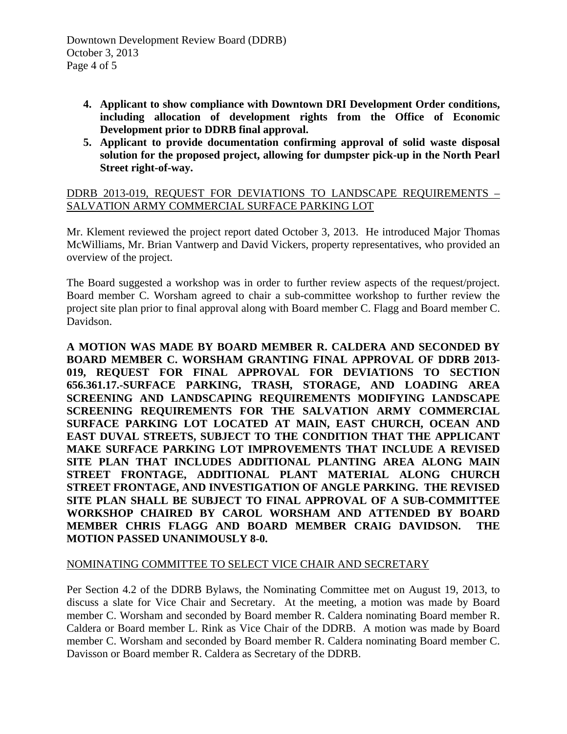4. **Applicant to show compliance with Downtown DRI Development Order conditions, including allocation of development rights from the Office of Economic Development prior to DDRB final approval.**
5. **Applicant to provide documentation confirming approval of solid waste disposal solution for the proposed project, allowing for dumpster pick-up in the North Pearl Street right-of-way.**

DDRB 2013-019, REQUEST FOR DEVIATIONS TO LANDSCAPE REQUIREMENTS – SALVATION ARMY COMMERCIAL SURFACE PARKING LOT

Mr. Klement reviewed the project report dated October 3, 2013. He introduced Major Thomas McWilliams, Mr. Brian Vantwerp and David Vickers, property representatives, who provided an overview of the project.

The Board suggested a workshop was in order to further review aspects of the request/project. Board member C. Worsham agreed to chair a sub-committee workshop to further review the project site plan prior to final approval along with Board member C. Flagg and Board member C. Davidson.

**A MOTION WAS MADE BY BOARD MEMBER R. CALDERA AND SECONDED BY BOARD MEMBER C. WORSHAM GRANTING FINAL APPROVAL OF DDRB 2013-019, REQUEST FOR FINAL APPROVAL FOR DEVIATIONS TO SECTION 656.361.17.-SURFACE PARKING, TRASH, STORAGE, AND LOADING AREA SCREENING AND LANDSCAPING REQUIREMENTS MODIFYING LANDSCAPE SCREENING REQUIREMENTS FOR THE SALVATION ARMY COMMERCIAL SURFACE PARKING LOT LOCATED AT MAIN, EAST CHURCH, OCEAN AND EAST DUVAL STREETS, SUBJECT TO THE CONDITION THAT THE APPLICANT MAKE SURFACE PARKING LOT IMPROVEMENTS THAT INCLUDE A REVISED SITE PLAN THAT INCLUDES ADDITIONAL PLANTING AREA ALONG MAIN STREET FRONTAGE, ADDITIONAL PLANT MATERIAL ALONG CHURCH STREET FRONTAGE, AND INVESTIGATION OF ANGLE PARKING. THE REVISED SITE PLAN SHALL BE SUBJECT TO FINAL APPROVAL OF A SUB-COMMITTEE WORKSHOP CHAIRED BY CAROL WORSHAM AND ATTENDED BY BOARD MEMBER CHRIS FLAGG AND BOARD MEMBER CRAIG DAVIDSON. THE MOTION PASSED UNANIMOUSLY 8-0.**

NOMINATING COMMITTEE TO SELECT VICE CHAIR AND SECRETARY

Per Section 4.2 of the DDRB Bylaws, the Nominating Committee met on August 19, 2013, to discuss a slate for Vice Chair and Secretary. At the meeting, a motion was made by Board member C. Worsham and seconded by Board member R. Caldera nominating Board member R. Caldera or Board member L. Rink as Vice Chair of the DDRB. A motion was made by Board member C. Worsham and seconded by Board member R. Caldera nominating Board member C. Davisson or Board member R. Caldera as Secretary of the DDRB.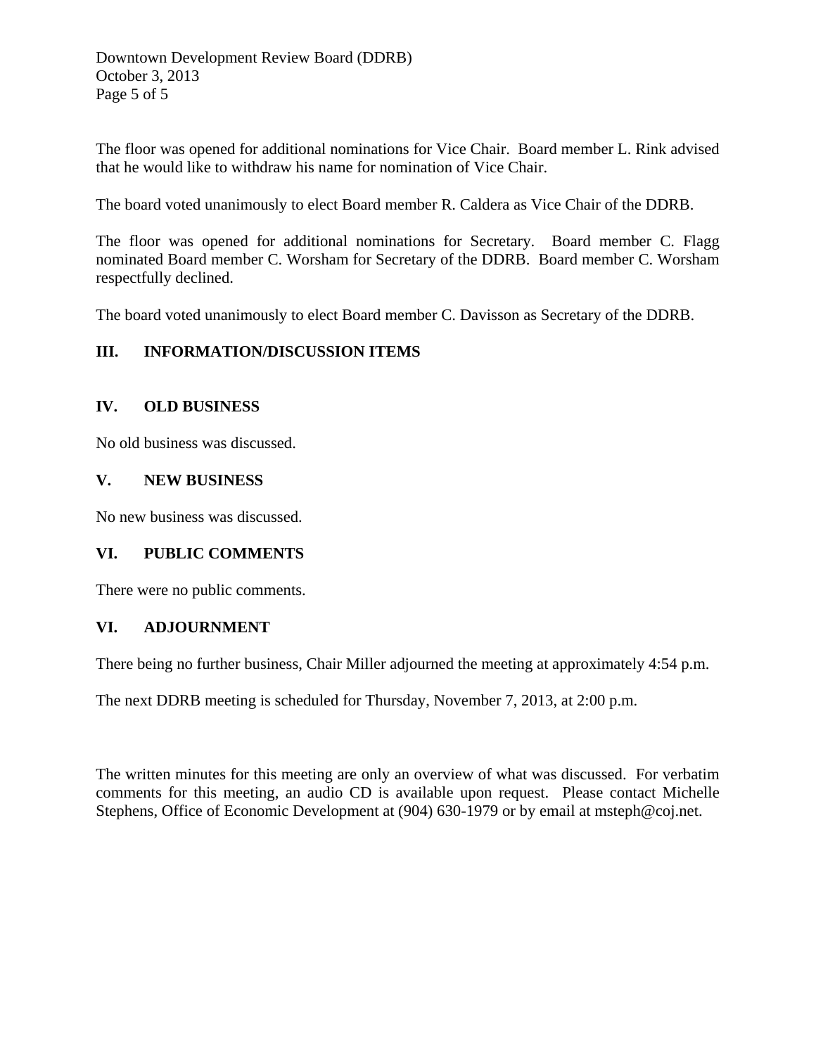The floor was opened for additional nominations for Vice Chair. Board member L. Rink advised that he would like to withdraw his name for nomination of Vice Chair.

The board voted unanimously to elect Board member R. Caldera as Vice Chair of the DDRB.

The floor was opened for additional nominations for Secretary. Board member C. Flagg nominated Board member C. Worsham for Secretary of the DDRB. Board member C. Worsham respectfully declined.

The board voted unanimously to elect Board member C. Davisson as Secretary of the DDRB.

## III. INFORMATION/DISCUSSION ITEMS

## IV. OLD BUSINESS

No old business was discussed.

## V. NEW BUSINESS

No new business was discussed.

## VI. PUBLIC COMMENTS

There were no public comments.

## VI. ADJOURNMENT

There being no further business, Chair Miller adjourned the meeting at approximately 4:54 p.m.

The next DDRB meeting is scheduled for Thursday, November 7, 2013, at 2:00 p.m.

The written minutes for this meeting are only an overview of what was discussed. For verbatim comments for this meeting, an audio CD is available upon request. Please contact Michelle Stephens, Office of Economic Development at (904) 630-1979 or by email at msteph@coj.net.